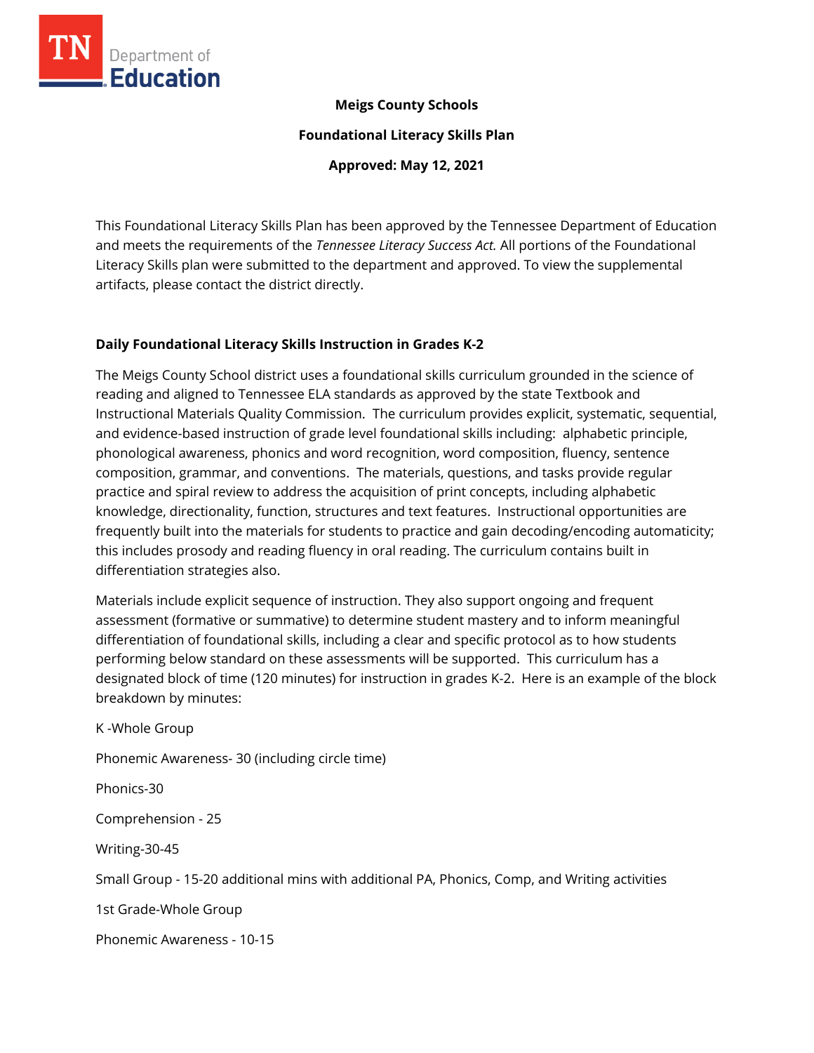**Meigs County Schools**

**Foundational Literacy Skills Plan**

**Approved: May 12, 2021**

This Foundational Literacy Skills Plan has been approved by the Tennessee Department of Education and meets the requirements of the *Tennessee Literacy Success Act.* All portions of the Foundational Literacy Skills plan were submitted to the department and approved. To view the supplemental artifacts, please contact the district directly.

## Daily Foundational Literacy Skills Instruction in Grades K-2

The Meigs County School district uses a foundational skills curriculum grounded in the science of reading and aligned to Tennessee ELA standards as approved by the state Textbook and Instructional Materials Quality Commission. The curriculum provides explicit, systematic, sequential, and evidence-based instruction of grade level foundational skills including: alphabetic principle, phonological awareness, phonics and word recognition, word composition, fluency, sentence composition, grammar, and conventions. The materials, questions, and tasks provide regular practice and spiral review to address the acquisition of print concepts, including alphabetic knowledge, directionality, function, structures and text features. Instructional opportunities are frequently built into the materials for students to practice and gain decoding/encoding automaticity; this includes prosody and reading fluency in oral reading. The curriculum contains built in differentiation strategies also.

Materials include explicit sequence of instruction. They also support ongoing and frequent assessment (formative or summative) to determine student mastery and to inform meaningful differentiation of foundational skills, including a clear and specific protocol as to how students performing below standard on these assessments will be supported. This curriculum has a designated block of time (120 minutes) for instruction in grades K-2. Here is an example of the block breakdown by minutes:

K -Whole Group

Phonemic Awareness- 30 (including circle time)

Phonics-30

Comprehension - 25

Writing-30-45

Small Group - 15-20 additional mins with additional PA, Phonics, Comp, and Writing activities

1st Grade-Whole Group

Phonemic Awareness - 10-15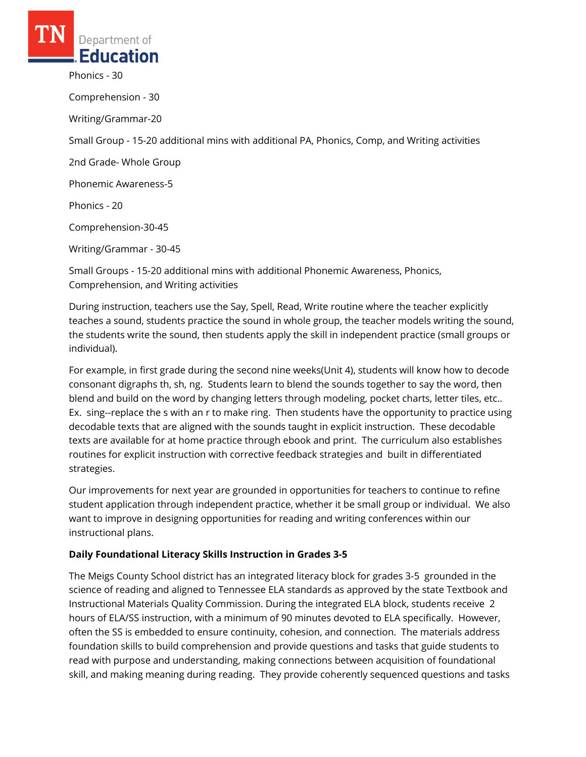Phonics - 30

Comprehension - 30

Writing/Grammar-20

Small Group - 15-20 additional mins with additional PA, Phonics, Comp, and Writing activities

2nd Grade- Whole Group

Phonemic Awareness-5

Phonics - 20

Comprehension-30-45

Writing/Grammar - 30-45

Small Groups - 15-20 additional mins with additional Phonemic Awareness, Phonics, Comprehension, and Writing activities

During instruction, teachers use the Say, Spell, Read, Write routine where the teacher explicitly teaches a sound, students practice the sound in whole group, the teacher models writing the sound, the students write the sound, then students apply the skill in independent practice (small groups or individual).

For example, in first grade during the second nine weeks(Unit 4), students will know how to decode consonant digraphs th, sh, ng. Students learn to blend the sounds together to say the word, then blend and build on the word by changing letters through modeling, pocket charts, letter tiles, etc.. Ex. sing--replace the s with an r to make ring. Then students have the opportunity to practice using decodable texts that are aligned with the sounds taught in explicit instruction. These decodable texts are available for at home practice through ebook and print. The curriculum also establishes routines for explicit instruction with corrective feedback strategies and built in differentiated strategies.

Our improvements for next year are grounded in opportunities for teachers to continue to refine student application through independent practice, whether it be small group or individual. We also want to improve in designing opportunities for reading and writing conferences within our instructional plans.

**Daily Foundational Literacy Skills Instruction in Grades 3-5**

The Meigs County School district has an integrated literacy block for grades 3-5 grounded in the science of reading and aligned to Tennessee ELA standards as approved by the state Textbook and Instructional Materials Quality Commission. During the integrated ELA block, students receive 2 hours of ELA/SS instruction, with a minimum of 90 minutes devoted to ELA specifically. However, often the SS is embedded to ensure continuity, cohesion, and connection. The materials address foundation skills to build comprehension and provide questions and tasks that guide students to read with purpose and understanding, making connections between acquisition of foundational skill, and making meaning during reading. They provide coherently sequenced questions and tasks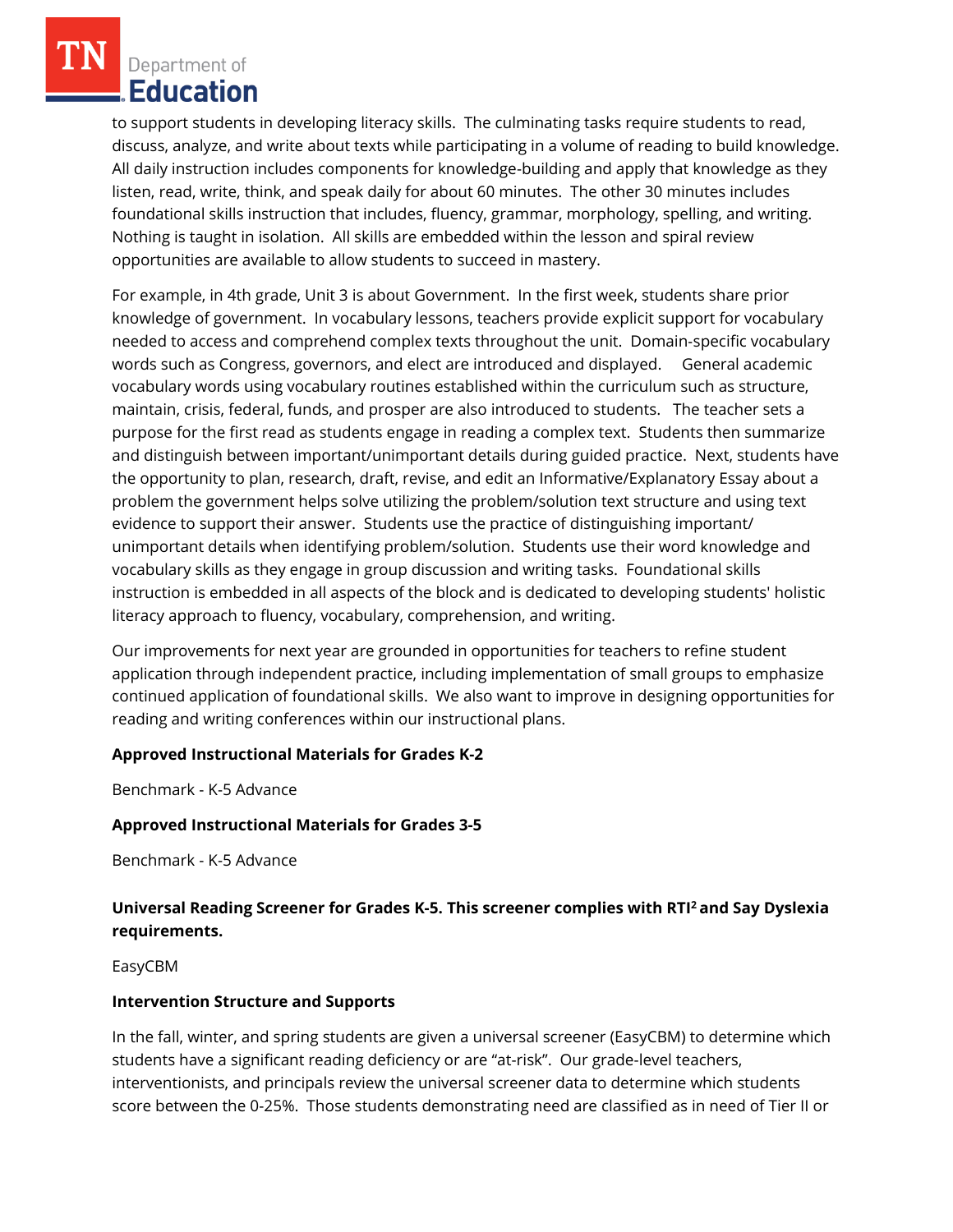to support students in developing literacy skills. The culminating tasks require students to read, discuss, analyze, and write about texts while participating in a volume of reading to build knowledge. All daily instruction includes components for knowledge-building and apply that knowledge as they listen, read, write, think, and speak daily for about 60 minutes. The other 30 minutes includes foundational skills instruction that includes, fluency, grammar, morphology, spelling, and writing. Nothing is taught in isolation. All skills are embedded within the lesson and spiral review opportunities are available to allow students to succeed in mastery.

For example, in 4th grade, Unit 3 is about Government. In the first week, students share prior knowledge of government. In vocabulary lessons, teachers provide explicit support for vocabulary needed to access and comprehend complex texts throughout the unit. Domain-specific vocabulary words such as Congress, governors, and elect are introduced and displayed. General academic vocabulary words using vocabulary routines established within the curriculum such as structure, maintain, crisis, federal, funds, and prosper are also introduced to students. The teacher sets a purpose for the first read as students engage in reading a complex text. Students then summarize and distinguish between important/unimportant details during guided practice. Next, students have the opportunity to plan, research, draft, revise, and edit an Informative/Explanatory Essay about a problem the government helps solve utilizing the problem/solution text structure and using text evidence to support their answer. Students use the practice of distinguishing important/ unimportant details when identifying problem/solution. Students use their word knowledge and vocabulary skills as they engage in group discussion and writing tasks. Foundational skills instruction is embedded in all aspects of the block and is dedicated to developing students' holistic literacy approach to fluency, vocabulary, comprehension, and writing.

Our improvements for next year are grounded in opportunities for teachers to refine student application through independent practice, including implementation of small groups to emphasize continued application of foundational skills. We also want to improve in designing opportunities for reading and writing conferences within our instructional plans.

**Approved Instructional Materials for Grades K-2**

Benchmark - K-5 Advance

**Approved Instructional Materials for Grades 3-5**

Benchmark - K-5 Advance

**Universal Reading Screener for Grades K-5. This screener complies with RTI² and Say Dyslexia requirements.**

EasyCBM

**Intervention Structure and Supports**

In the fall, winter, and spring students are given a universal screener (EasyCBM) to determine which students have a significant reading deficiency or are "at-risk". Our grade-level teachers, interventionists, and principals review the universal screener data to determine which students score between the 0-25%. Those students demonstrating need are classified as in need of Tier II or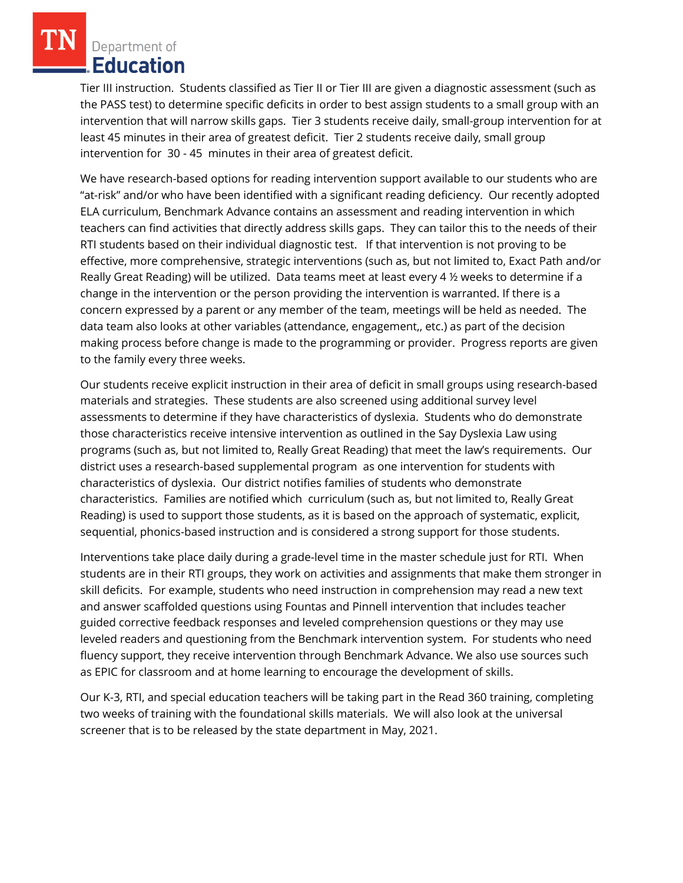Tier III instruction. Students classified as Tier II or Tier III are given a diagnostic assessment (such as the PASS test) to determine specific deficits in order to best assign students to a small group with an intervention that will narrow skills gaps. Tier 3 students receive daily, small-group intervention for at least 45 minutes in their area of greatest deficit. Tier 2 students receive daily, small group intervention for 30 - 45 minutes in their area of greatest deficit.

We have research-based options for reading intervention support available to our students who are "at-risk" and/or who have been identified with a significant reading deficiency. Our recently adopted ELA curriculum, Benchmark Advance contains an assessment and reading intervention in which teachers can find activities that directly address skills gaps. They can tailor this to the needs of their RTI students based on their individual diagnostic test. If that intervention is not proving to be effective, more comprehensive, strategic interventions (such as, but not limited to, Exact Path and/or Really Great Reading) will be utilized. Data teams meet at least every 4 ½ weeks to determine if a change in the intervention or the person providing the intervention is warranted. If there is a concern expressed by a parent or any member of the team, meetings will be held as needed. The data team also looks at other variables (attendance, engagement,, etc.) as part of the decision making process before change is made to the programming or provider. Progress reports are given to the family every three weeks.

Our students receive explicit instruction in their area of deficit in small groups using research-based materials and strategies. These students are also screened using additional survey level assessments to determine if they have characteristics of dyslexia. Students who do demonstrate those characteristics receive intensive intervention as outlined in the Say Dyslexia Law using programs (such as, but not limited to, Really Great Reading) that meet the law's requirements. Our district uses a research-based supplemental program as one intervention for students with characteristics of dyslexia. Our district notifies families of students who demonstrate characteristics. Families are notified which curriculum (such as, but not limited to, Really Great Reading) is used to support those students, as it is based on the approach of systematic, explicit, sequential, phonics-based instruction and is considered a strong support for those students.

Interventions take place daily during a grade-level time in the master schedule just for RTI. When students are in their RTI groups, they work on activities and assignments that make them stronger in skill deficits. For example, students who need instruction in comprehension may read a new text and answer scaffolded questions using Fountas and Pinnell intervention that includes teacher guided corrective feedback responses and leveled comprehension questions or they may use leveled readers and questioning from the Benchmark intervention system. For students who need fluency support, they receive intervention through Benchmark Advance. We also use sources such as EPIC for classroom and at home learning to encourage the development of skills.

Our K-3, RTI, and special education teachers will be taking part in the Read 360 training, completing two weeks of training with the foundational skills materials. We will also look at the universal screener that is to be released by the state department in May, 2021.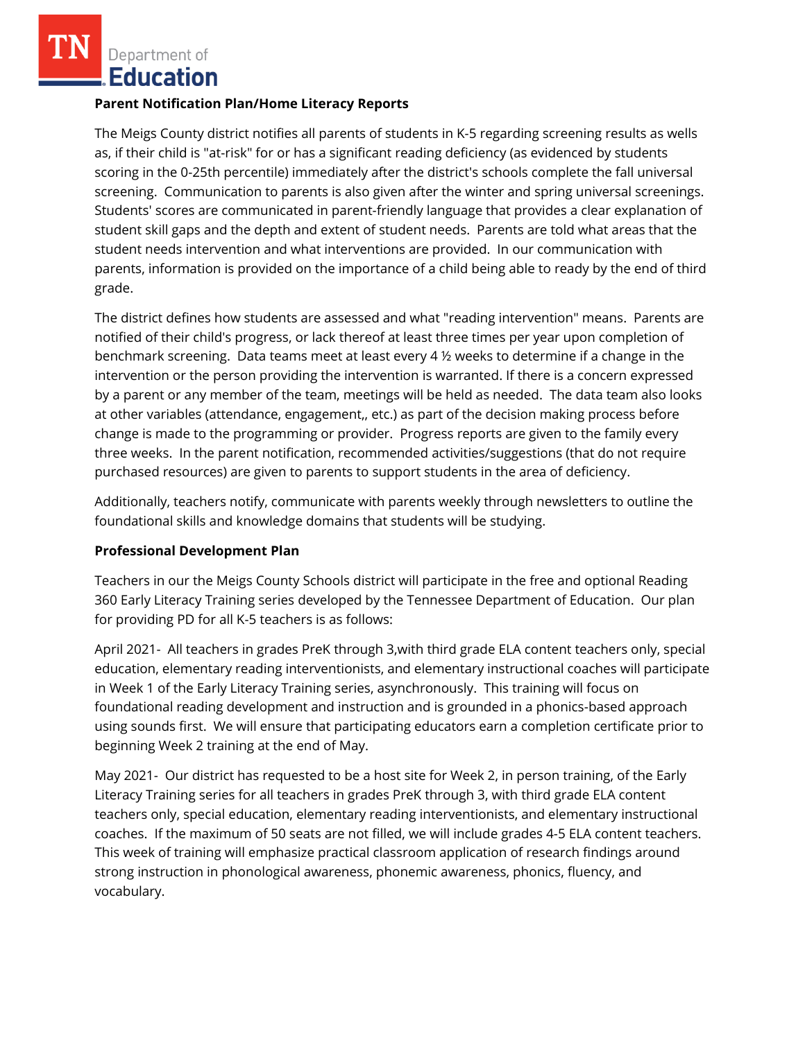**Parent Notification Plan/Home Literacy Reports**

The Meigs County district notifies all parents of students in K-5 regarding screening results as wells as, if their child is "at-risk" for or has a significant reading deficiency (as evidenced by students scoring in the 0-25th percentile) immediately after the district's schools complete the fall universal screening. Communication to parents is also given after the winter and spring universal screenings. Students' scores are communicated in parent-friendly language that provides a clear explanation of student skill gaps and the depth and extent of student needs. Parents are told what areas that the student needs intervention and what interventions are provided. In our communication with parents, information is provided on the importance of a child being able to ready by the end of third grade.

The district defines how students are assessed and what "reading intervention" means. Parents are notified of their child's progress, or lack thereof at least three times per year upon completion of benchmark screening. Data teams meet at least every 4 ½ weeks to determine if a change in the intervention or the person providing the intervention is warranted. If there is a concern expressed by a parent or any member of the team, meetings will be held as needed. The data team also looks at other variables (attendance, engagement,, etc.) as part of the decision making process before change is made to the programming or provider. Progress reports are given to the family every three weeks. In the parent notification, recommended activities/suggestions (that do not require purchased resources) are given to parents to support students in the area of deficiency.

Additionally, teachers notify, communicate with parents weekly through newsletters to outline the foundational skills and knowledge domains that students will be studying.

**Professional Development Plan**

Teachers in our the Meigs County Schools district will participate in the free and optional Reading 360 Early Literacy Training series developed by the Tennessee Department of Education. Our plan for providing PD for all K-5 teachers is as follows:

April 2021- All teachers in grades PreK through 3,with third grade ELA content teachers only, special education, elementary reading interventionists, and elementary instructional coaches will participate in Week 1 of the Early Literacy Training series, asynchronously. This training will focus on foundational reading development and instruction and is grounded in a phonics-based approach using sounds first. We will ensure that participating educators earn a completion certificate prior to beginning Week 2 training at the end of May.

May 2021- Our district has requested to be a host site for Week 2, in person training, of the Early Literacy Training series for all teachers in grades PreK through 3, with third grade ELA content teachers only, special education, elementary reading interventionists, and elementary instructional coaches. If the maximum of 50 seats are not filled, we will include grades 4-5 ELA content teachers. This week of training will emphasize practical classroom application of research findings around strong instruction in phonological awareness, phonemic awareness, phonics, fluency, and vocabulary.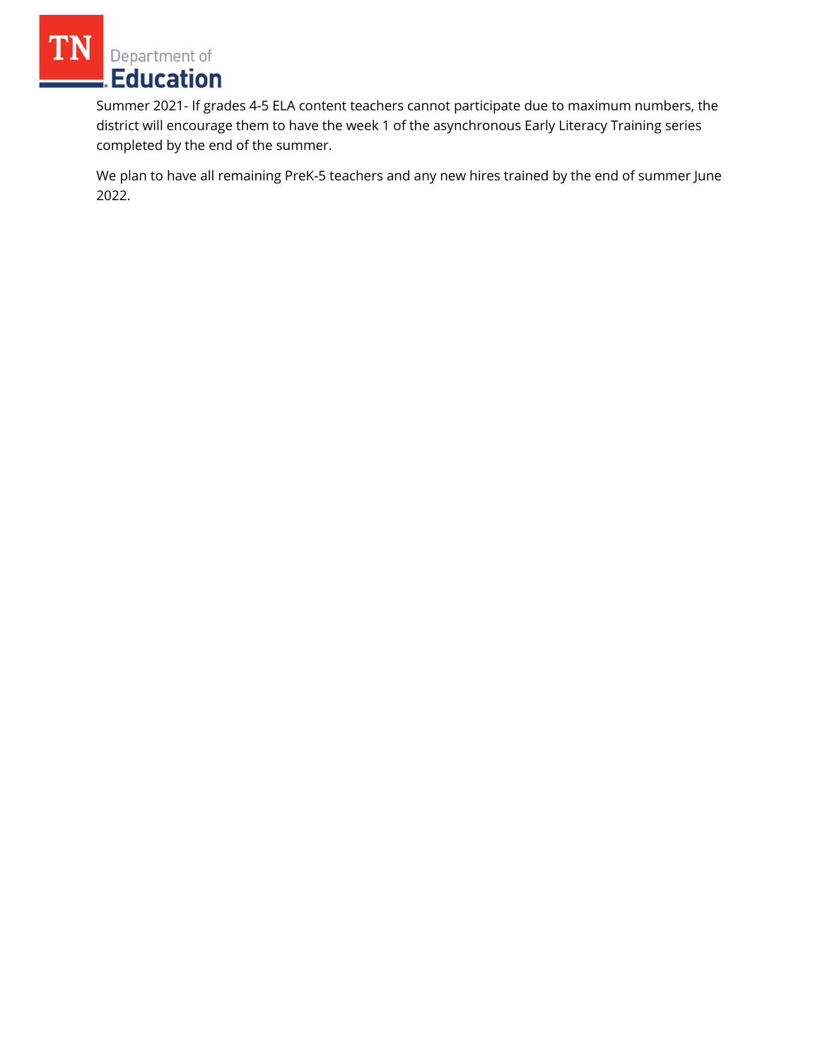Summer 2021- If grades 4-5 ELA content teachers cannot participate due to maximum numbers, the district will encourage them to have the week 1 of the asynchronous Early Literacy Training series completed by the end of the summer.

We plan to have all remaining PreK-5 teachers and any new hires trained by the end of summer June 2022.